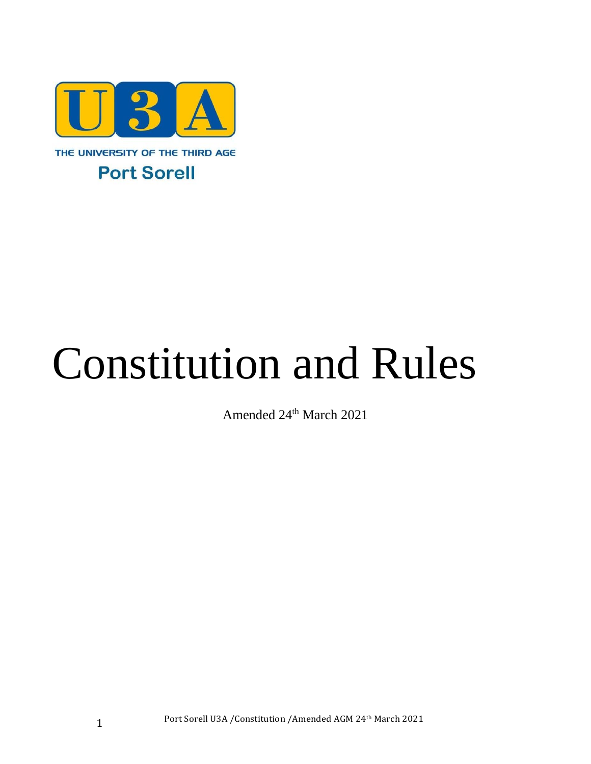U3A

THE UNIVERSITY OF THE THIRD AGE

Port Sorell

# Constitution and Rules

Amended 24th March 2021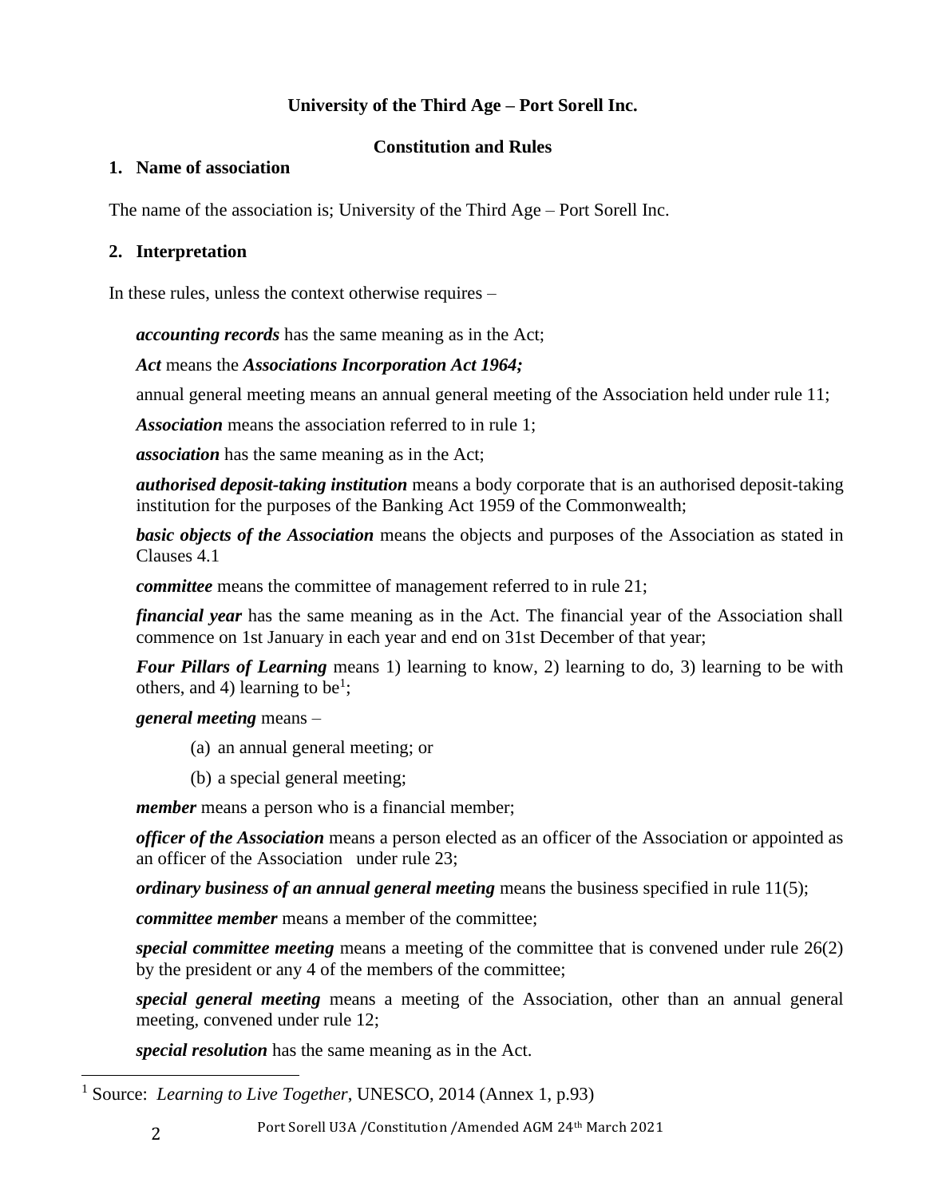**University of the Third Age – Port Sorell Inc.**

**Constitution and Rules**

## 1. Name of association

The name of the association is; University of the Third Age – Port Sorell Inc.

## 2. Interpretation

In these rules, unless the context otherwise requires –

***accounting records*** has the same meaning as in the Act;

***Act*** means the ***Associations Incorporation Act 1964;***

annual general meeting means an annual general meeting of the Association held under rule 11;

***Association*** means the association referred to in rule 1;

***association*** has the same meaning as in the Act;

***authorised deposit-taking institution*** means a body corporate that is an authorised deposit-taking institution for the purposes of the Banking Act 1959 of the Commonwealth;

***basic objects of the Association*** means the objects and purposes of the Association as stated in Clauses 4.1

***committee*** means the committee of management referred to in rule 21;

***financial year*** has the same meaning as in the Act. The financial year of the Association shall commence on 1st January in each year and end on 31st December of that year;

***Four Pillars of Learning*** means 1) learning to know, 2) learning to do, 3) learning to be with others, and 4) learning to be[1];

***general meeting*** means –

(a) an annual general meeting; or

(b) a special general meeting;

***member*** means a person who is a financial member;

***officer of the Association*** means a person elected as an officer of the Association or appointed as an officer of the Association under rule 23;

***ordinary business of an annual general meeting*** means the business specified in rule 11(5);

***committee member*** means a member of the committee;

***special committee meeting*** means a meeting of the committee that is convened under rule 26(2) by the president or any 4 of the members of the committee;

***special general meeting*** means a meeting of the Association, other than an annual general meeting, convened under rule 12;

***special resolution*** has the same meaning as in the Act.

[1] Source: *Learning to Live Together*, UNESCO, 2014 (Annex 1, p.93)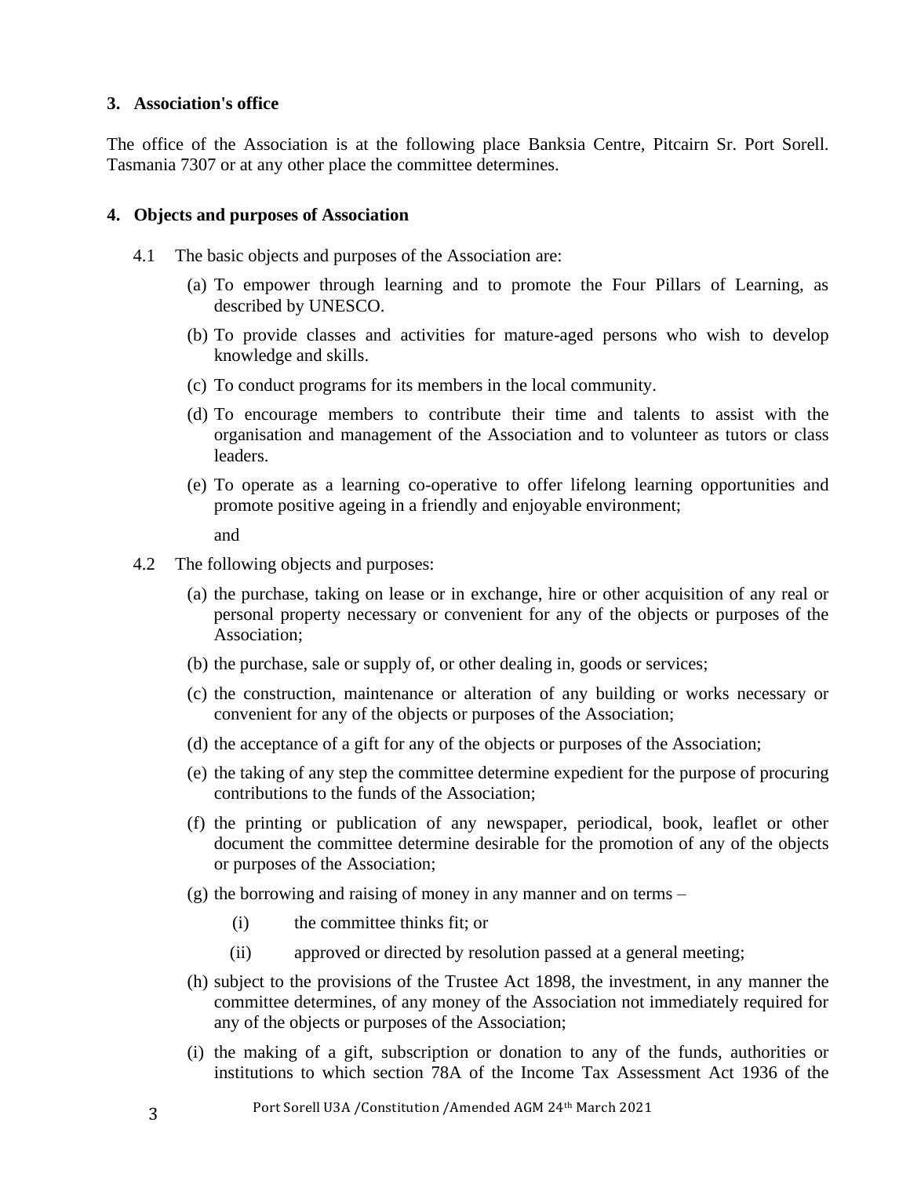### 3. Association's office

The office of the Association is at the following place Banksia Centre, Pitcairn Sr. Port Sorell. Tasmania 7307 or at any other place the committee determines.

### 4. Objects and purposes of Association

4.1 The basic objects and purposes of the Association are:

(a) To empower through learning and to promote the Four Pillars of Learning, as described by UNESCO.

(b) To provide classes and activities for mature-aged persons who wish to develop knowledge and skills.

(c) To conduct programs for its members in the local community.

(d) To encourage members to contribute their time and talents to assist with the organisation and management of the Association and to volunteer as tutors or class leaders.

(e) To operate as a learning co-operative to offer lifelong learning opportunities and promote positive ageing in a friendly and enjoyable environment;

and

4.2 The following objects and purposes:

(a) the purchase, taking on lease or in exchange, hire or other acquisition of any real or personal property necessary or convenient for any of the objects or purposes of the Association;

(b) the purchase, sale or supply of, or other dealing in, goods or services;

(c) the construction, maintenance or alteration of any building or works necessary or convenient for any of the objects or purposes of the Association;

(d) the acceptance of a gift for any of the objects or purposes of the Association;

(e) the taking of any step the committee determine expedient for the purpose of procuring contributions to the funds of the Association;

(f) the printing or publication of any newspaper, periodical, book, leaflet or other document the committee determine desirable for the promotion of any of the objects or purposes of the Association;

(g) the borrowing and raising of money in any manner and on terms –

  (i) the committee thinks fit; or

  (ii) approved or directed by resolution passed at a general meeting;

(h) subject to the provisions of the Trustee Act 1898, the investment, in any manner the committee determines, of any money of the Association not immediately required for any of the objects or purposes of the Association;

(i) the making of a gift, subscription or donation to any of the funds, authorities or institutions to which section 78A of the Income Tax Assessment Act 1936 of the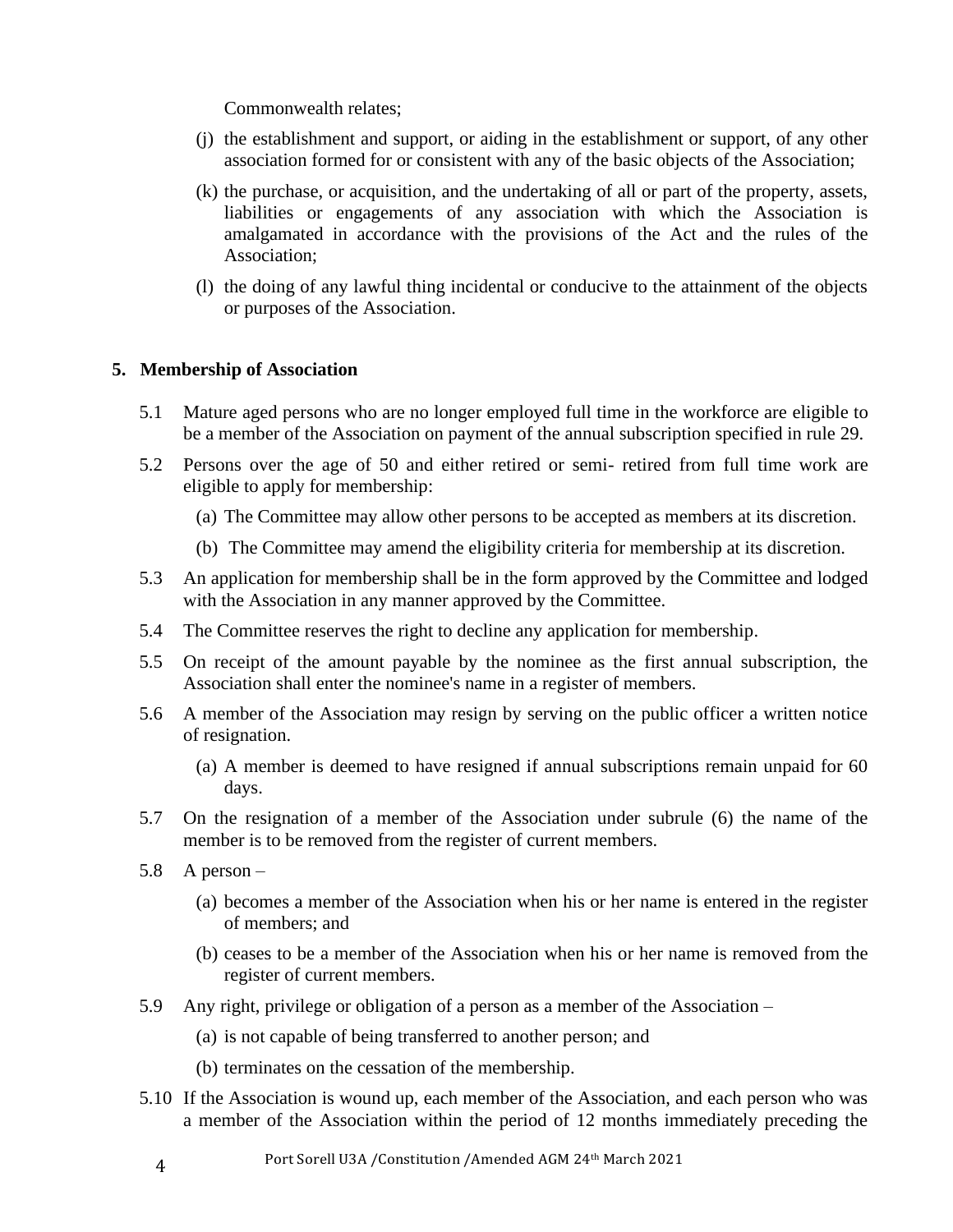Commonwealth relates;

(j) the establishment and support, or aiding in the establishment or support, of any other association formed for or consistent with any of the basic objects of the Association;

(k) the purchase, or acquisition, and the undertaking of all or part of the property, assets, liabilities or engagements of any association with which the Association is amalgamated in accordance with the provisions of the Act and the rules of the Association;

(l) the doing of any lawful thing incidental or conducive to the attainment of the objects or purposes of the Association.

## 5. Membership of Association

5.1 Mature aged persons who are no longer employed full time in the workforce are eligible to be a member of the Association on payment of the annual subscription specified in rule 29.

5.2 Persons over the age of 50 and either retired or semi- retired from full time work are eligible to apply for membership:

(a) The Committee may allow other persons to be accepted as members at its discretion.

(b) The Committee may amend the eligibility criteria for membership at its discretion.

5.3 An application for membership shall be in the form approved by the Committee and lodged with the Association in any manner approved by the Committee.

5.4 The Committee reserves the right to decline any application for membership.

5.5 On receipt of the amount payable by the nominee as the first annual subscription, the Association shall enter the nominee's name in a register of members.

5.6 A member of the Association may resign by serving on the public officer a written notice of resignation.

(a) A member is deemed to have resigned if annual subscriptions remain unpaid for 60 days.

5.7 On the resignation of a member of the Association under subrule (6) the name of the member is to be removed from the register of current members.

5.8 A person –

(a) becomes a member of the Association when his or her name is entered in the register of members; and

(b) ceases to be a member of the Association when his or her name is removed from the register of current members.

5.9 Any right, privilege or obligation of a person as a member of the Association –

(a) is not capable of being transferred to another person; and

(b) terminates on the cessation of the membership.

5.10 If the Association is wound up, each member of the Association, and each person who was a member of the Association within the period of 12 months immediately preceding the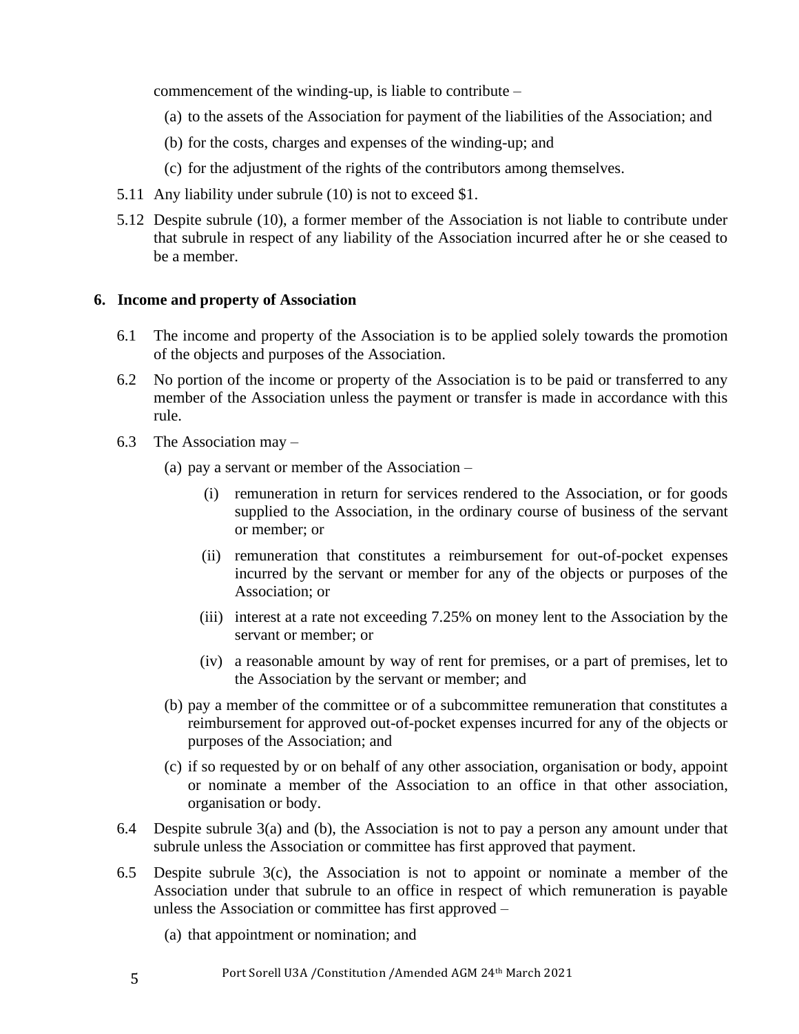commencement of the winding-up, is liable to contribute –

(a) to the assets of the Association for payment of the liabilities of the Association; and

(b) for the costs, charges and expenses of the winding-up; and

(c) for the adjustment of the rights of the contributors among themselves.

5.11 Any liability under subrule (10) is not to exceed $1.

5.12 Despite subrule (10), a former member of the Association is not liable to contribute under that subrule in respect of any liability of the Association incurred after he or she ceased to be a member.

## 6. Income and property of Association

6.1 The income and property of the Association is to be applied solely towards the promotion of the objects and purposes of the Association.

6.2 No portion of the income or property of the Association is to be paid or transferred to any member of the Association unless the payment or transfer is made in accordance with this rule.

6.3 The Association may –

(a) pay a servant or member of the Association –

(i) remuneration in return for services rendered to the Association, or for goods supplied to the Association, in the ordinary course of business of the servant or member; or

(ii) remuneration that constitutes a reimbursement for out-of-pocket expenses incurred by the servant or member for any of the objects or purposes of the Association; or

(iii) interest at a rate not exceeding 7.25% on money lent to the Association by the servant or member; or

(iv) a reasonable amount by way of rent for premises, or a part of premises, let to the Association by the servant or member; and

(b) pay a member of the committee or of a subcommittee remuneration that constitutes a reimbursement for approved out-of-pocket expenses incurred for any of the objects or purposes of the Association; and

(c) if so requested by or on behalf of any other association, organisation or body, appoint or nominate a member of the Association to an office in that other association, organisation or body.

6.4 Despite subrule 3(a) and (b), the Association is not to pay a person any amount under that subrule unless the Association or committee has first approved that payment.

6.5 Despite subrule 3(c), the Association is not to appoint or nominate a member of the Association under that subrule to an office in respect of which remuneration is payable unless the Association or committee has first approved –

(a) that appointment or nomination; and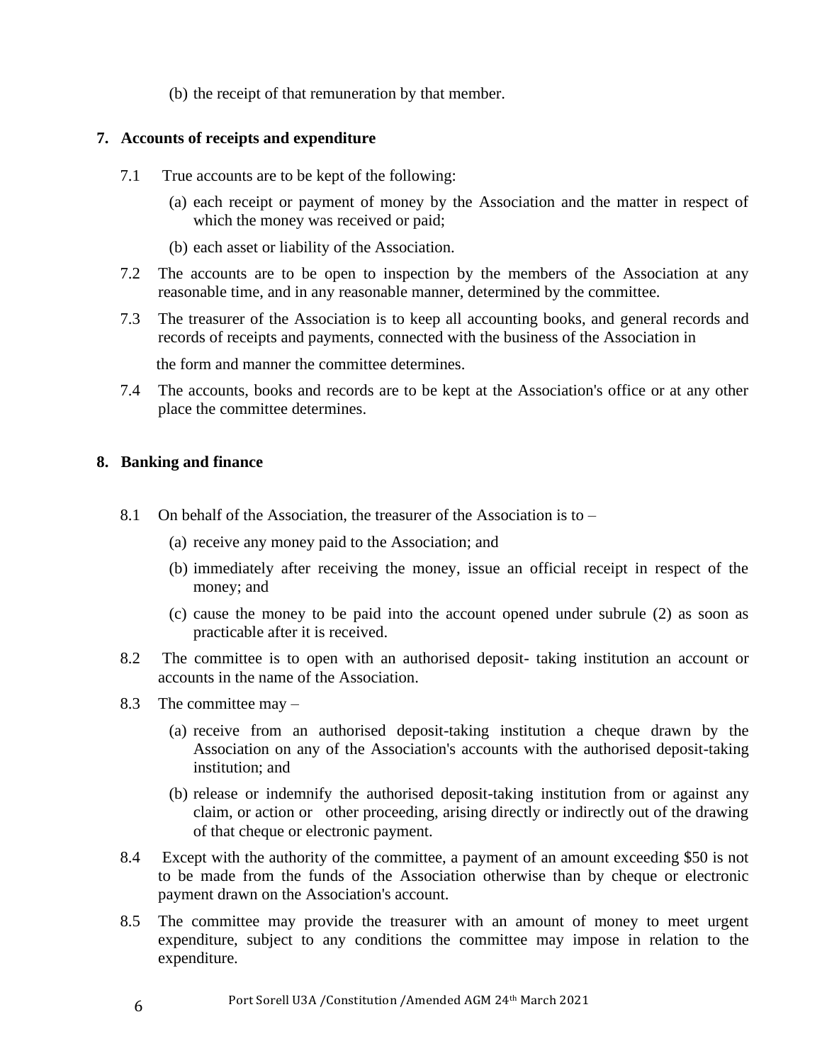(b) the receipt of that remuneration by that member.

## 7. Accounts of receipts and expenditure

7.1 True accounts are to be kept of the following:

(a) each receipt or payment of money by the Association and the matter in respect of which the money was received or paid;

(b) each asset or liability of the Association.

7.2 The accounts are to be open to inspection by the members of the Association at any reasonable time, and in any reasonable manner, determined by the committee.

7.3 The treasurer of the Association is to keep all accounting books, and general records and records of receipts and payments, connected with the business of the Association in the form and manner the committee determines.

7.4 The accounts, books and records are to be kept at the Association's office or at any other place the committee determines.

## 8. Banking and finance

8.1 On behalf of the Association, the treasurer of the Association is to –

(a) receive any money paid to the Association; and

(b) immediately after receiving the money, issue an official receipt in respect of the money; and

(c) cause the money to be paid into the account opened under subrule (2) as soon as practicable after it is received.

8.2 The committee is to open with an authorised deposit- taking institution an account or accounts in the name of the Association.

8.3 The committee may –

(a) receive from an authorised deposit-taking institution a cheque drawn by the Association on any of the Association's accounts with the authorised deposit-taking institution; and

(b) release or indemnify the authorised deposit-taking institution from or against any claim, or action or other proceeding, arising directly or indirectly out of the drawing of that cheque or electronic payment.

8.4 Except with the authority of the committee, a payment of an amount exceeding $50 is not to be made from the funds of the Association otherwise than by cheque or electronic payment drawn on the Association's account.

8.5 The committee may provide the treasurer with an amount of money to meet urgent expenditure, subject to any conditions the committee may impose in relation to the expenditure.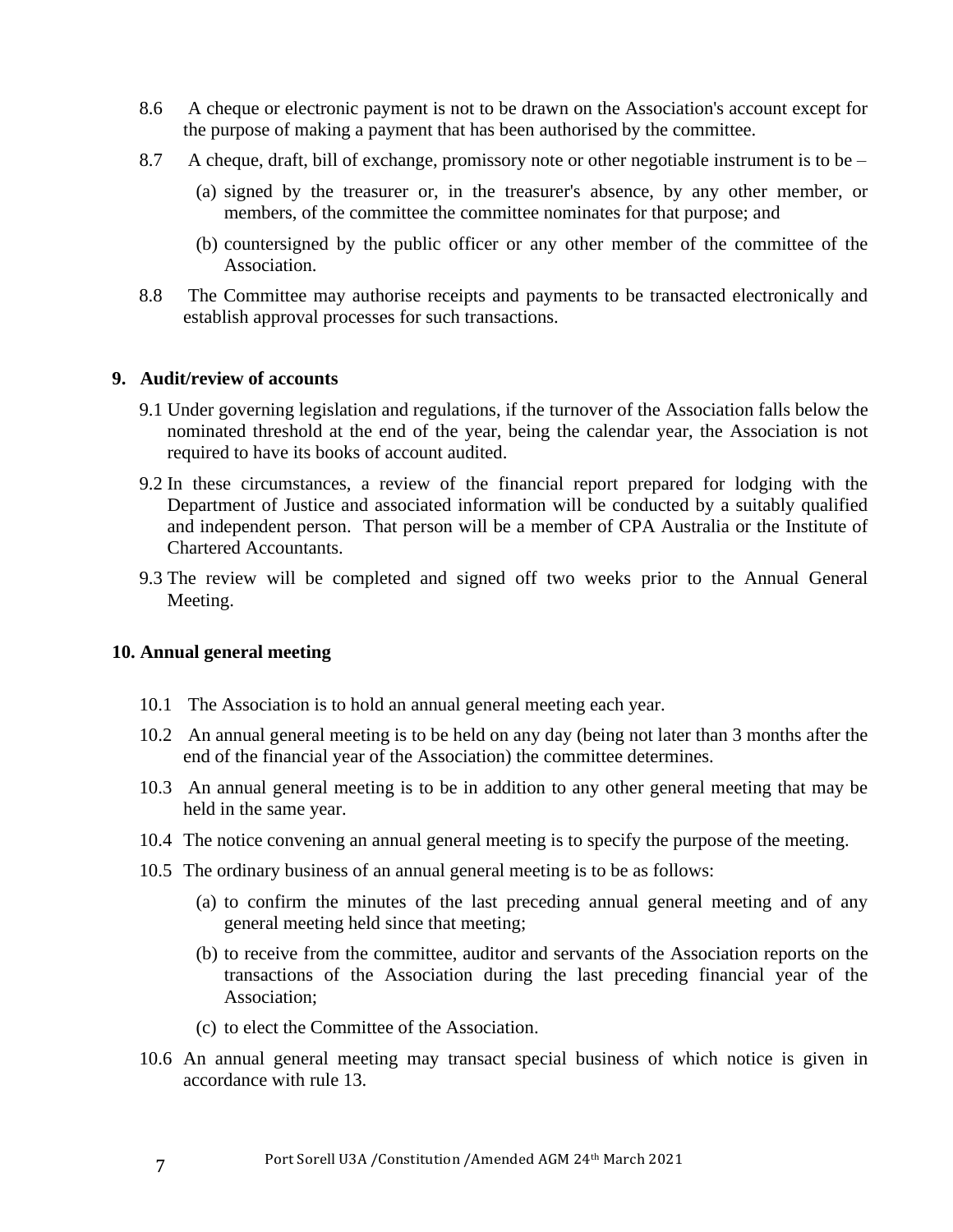8.6 A cheque or electronic payment is not to be drawn on the Association's account except for the purpose of making a payment that has been authorised by the committee.

8.7 A cheque, draft, bill of exchange, promissory note or other negotiable instrument is to be –

(a) signed by the treasurer or, in the treasurer's absence, by any other member, or members, of the committee the committee nominates for that purpose; and

(b) countersigned by the public officer or any other member of the committee of the Association.

8.8 The Committee may authorise receipts and payments to be transacted electronically and establish approval processes for such transactions.

## 9. Audit/review of accounts

9.1 Under governing legislation and regulations, if the turnover of the Association falls below the nominated threshold at the end of the year, being the calendar year, the Association is not required to have its books of account audited.

9.2 In these circumstances, a review of the financial report prepared for lodging with the Department of Justice and associated information will be conducted by a suitably qualified and independent person. That person will be a member of CPA Australia or the Institute of Chartered Accountants.

9.3 The review will be completed and signed off two weeks prior to the Annual General Meeting.

## 10. Annual general meeting

10.1 The Association is to hold an annual general meeting each year.

10.2 An annual general meeting is to be held on any day (being not later than 3 months after the end of the financial year of the Association) the committee determines.

10.3 An annual general meeting is to be in addition to any other general meeting that may be held in the same year.

10.4 The notice convening an annual general meeting is to specify the purpose of the meeting.

10.5 The ordinary business of an annual general meeting is to be as follows:

(a) to confirm the minutes of the last preceding annual general meeting and of any general meeting held since that meeting;

(b) to receive from the committee, auditor and servants of the Association reports on the transactions of the Association during the last preceding financial year of the Association;

(c) to elect the Committee of the Association.

10.6 An annual general meeting may transact special business of which notice is given in accordance with rule 13.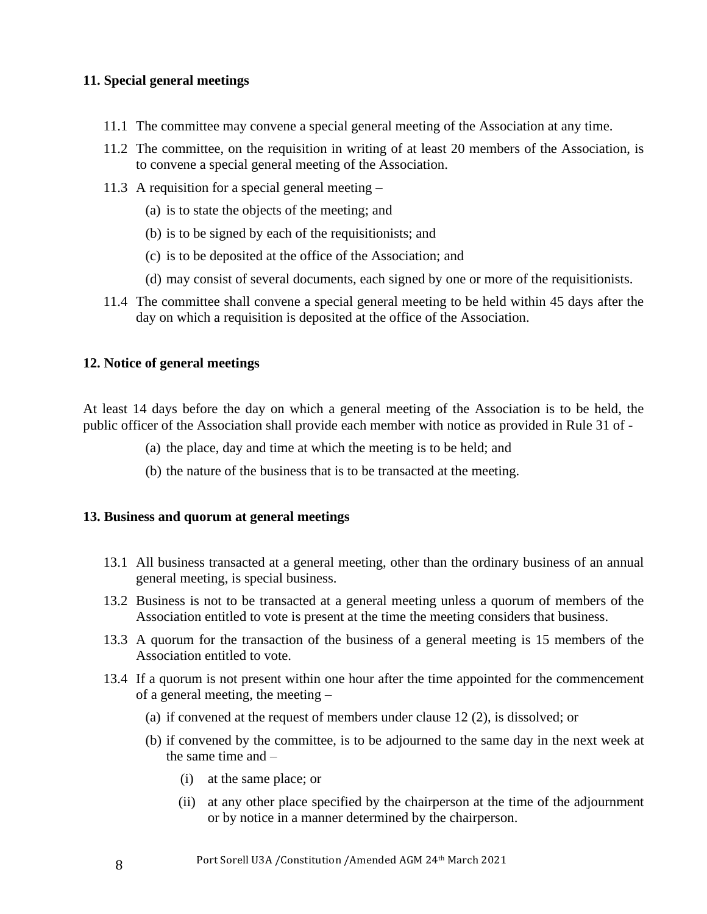### 11. Special general meetings

11.1 The committee may convene a special general meeting of the Association at any time.

11.2 The committee, on the requisition in writing of at least 20 members of the Association, is to convene a special general meeting of the Association.

11.3 A requisition for a special general meeting –

- (a) is to state the objects of the meeting; and
- (b) is to be signed by each of the requisitionists; and
- (c) is to be deposited at the office of the Association; and
- (d) may consist of several documents, each signed by one or more of the requisitionists.

11.4 The committee shall convene a special general meeting to be held within 45 days after the day on which a requisition is deposited at the office of the Association.

### 12. Notice of general meetings

At least 14 days before the day on which a general meeting of the Association is to be held, the public officer of the Association shall provide each member with notice as provided in Rule 31 of -

- (a) the place, day and time at which the meeting is to be held; and
- (b) the nature of the business that is to be transacted at the meeting.

### 13. Business and quorum at general meetings

13.1 All business transacted at a general meeting, other than the ordinary business of an annual general meeting, is special business.

13.2 Business is not to be transacted at a general meeting unless a quorum of members of the Association entitled to vote is present at the time the meeting considers that business.

13.3 A quorum for the transaction of the business of a general meeting is 15 members of the Association entitled to vote.

13.4 If a quorum is not present within one hour after the time appointed for the commencement of a general meeting, the meeting –

- (a) if convened at the request of members under clause 12 (2), is dissolved; or
- (b) if convened by the committee, is to be adjourned to the same day in the next week at the same time and –
  - (i) at the same place; or
  - (ii) at any other place specified by the chairperson at the time of the adjournment or by notice in a manner determined by the chairperson.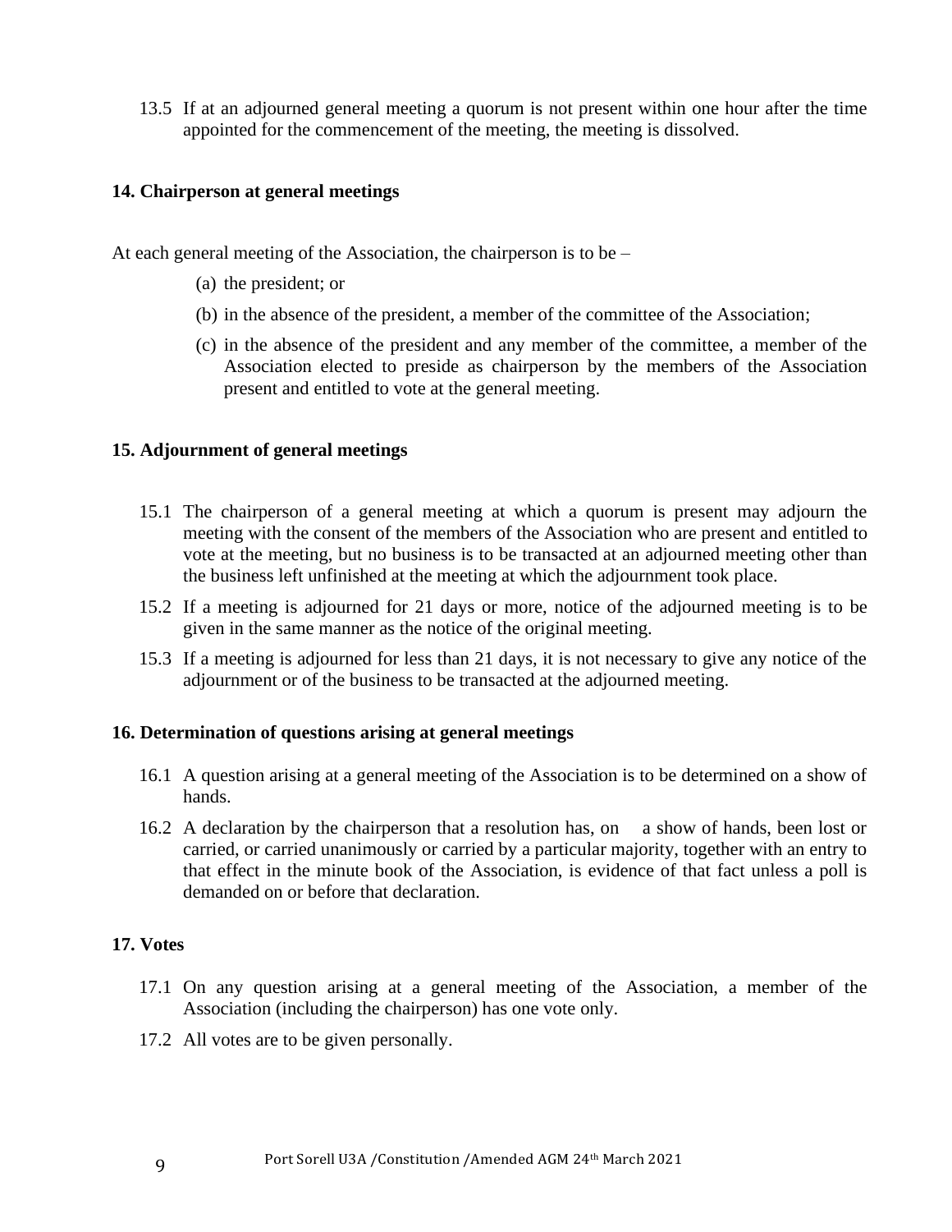13.5 If at an adjourned general meeting a quorum is not present within one hour after the time appointed for the commencement of the meeting, the meeting is dissolved.

### 14. Chairperson at general meetings

At each general meeting of the Association, the chairperson is to be –

(a) the president; or

(b) in the absence of the president, a member of the committee of the Association;

(c) in the absence of the president and any member of the committee, a member of the Association elected to preside as chairperson by the members of the Association present and entitled to vote at the general meeting.

### 15. Adjournment of general meetings

15.1 The chairperson of a general meeting at which a quorum is present may adjourn the meeting with the consent of the members of the Association who are present and entitled to vote at the meeting, but no business is to be transacted at an adjourned meeting other than the business left unfinished at the meeting at which the adjournment took place.

15.2 If a meeting is adjourned for 21 days or more, notice of the adjourned meeting is to be given in the same manner as the notice of the original meeting.

15.3 If a meeting is adjourned for less than 21 days, it is not necessary to give any notice of the adjournment or of the business to be transacted at the adjourned meeting.

### 16. Determination of questions arising at general meetings

16.1 A question arising at a general meeting of the Association is to be determined on a show of hands.

16.2 A declaration by the chairperson that a resolution has, on a show of hands, been lost or carried, or carried unanimously or carried by a particular majority, together with an entry to that effect in the minute book of the Association, is evidence of that fact unless a poll is demanded on or before that declaration.

### 17. Votes

17.1 On any question arising at a general meeting of the Association, a member of the Association (including the chairperson) has one vote only.

17.2 All votes are to be given personally.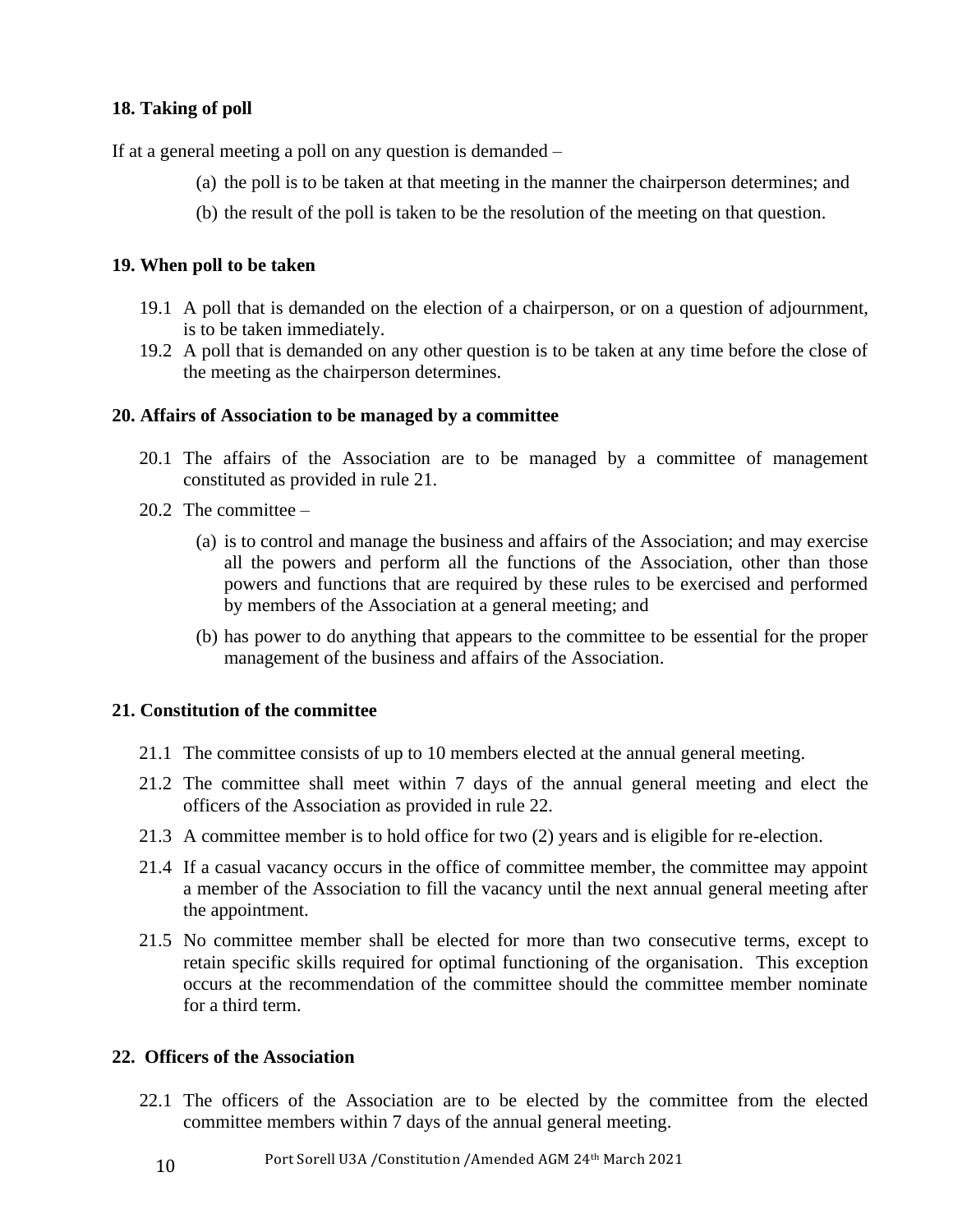### 18. Taking of poll

If at a general meeting a poll on any question is demanded –

(a) the poll is to be taken at that meeting in the manner the chairperson determines; and

(b) the result of the poll is taken to be the resolution of the meeting on that question.

### 19. When poll to be taken

19.1 A poll that is demanded on the election of a chairperson, or on a question of adjournment, is to be taken immediately.

19.2 A poll that is demanded on any other question is to be taken at any time before the close of the meeting as the chairperson determines.

### 20. Affairs of Association to be managed by a committee

20.1 The affairs of the Association are to be managed by a committee of management constituted as provided in rule 21.

20.2 The committee –

(a) is to control and manage the business and affairs of the Association; and may exercise all the powers and perform all the functions of the Association, other than those powers and functions that are required by these rules to be exercised and performed by members of the Association at a general meeting; and

(b) has power to do anything that appears to the committee to be essential for the proper management of the business and affairs of the Association.

### 21. Constitution of the committee

21.1 The committee consists of up to 10 members elected at the annual general meeting.

21.2 The committee shall meet within 7 days of the annual general meeting and elect the officers of the Association as provided in rule 22.

21.3 A committee member is to hold office for two (2) years and is eligible for re-election.

21.4 If a casual vacancy occurs in the office of committee member, the committee may appoint a member of the Association to fill the vacancy until the next annual general meeting after the appointment.

21.5 No committee member shall be elected for more than two consecutive terms, except to retain specific skills required for optimal functioning of the organisation. This exception occurs at the recommendation of the committee should the committee member nominate for a third term.

### 22. Officers of the Association

22.1 The officers of the Association are to be elected by the committee from the elected committee members within 7 days of the annual general meeting.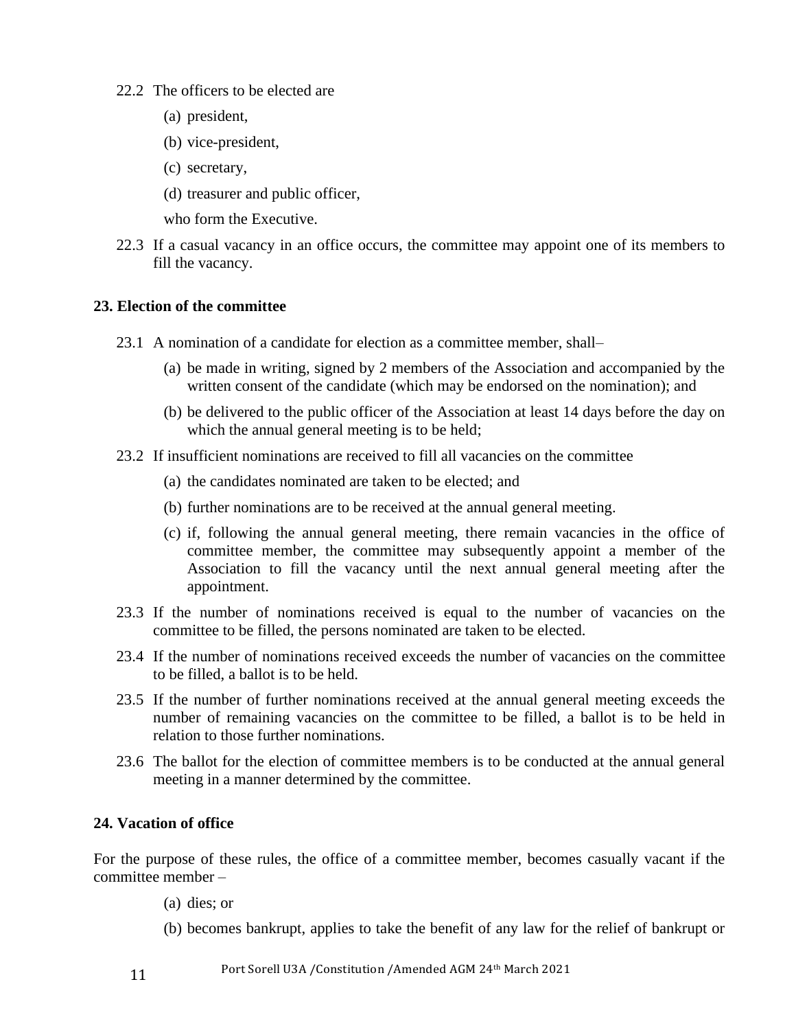22.2 The officers to be elected are

(a) president,

(b) vice-president,

(c) secretary,

(d) treasurer and public officer,

who form the Executive.

22.3 If a casual vacancy in an office occurs, the committee may appoint one of its members to fill the vacancy.

**23. Election of the committee**

23.1 A nomination of a candidate for election as a committee member, shall–

(a) be made in writing, signed by 2 members of the Association and accompanied by the written consent of the candidate (which may be endorsed on the nomination); and

(b) be delivered to the public officer of the Association at least 14 days before the day on which the annual general meeting is to be held;

23.2 If insufficient nominations are received to fill all vacancies on the committee

(a) the candidates nominated are taken to be elected; and

(b) further nominations are to be received at the annual general meeting.

(c) if, following the annual general meeting, there remain vacancies in the office of committee member, the committee may subsequently appoint a member of the Association to fill the vacancy until the next annual general meeting after the appointment.

23.3 If the number of nominations received is equal to the number of vacancies on the committee to be filled, the persons nominated are taken to be elected.

23.4 If the number of nominations received exceeds the number of vacancies on the committee to be filled, a ballot is to be held.

23.5 If the number of further nominations received at the annual general meeting exceeds the number of remaining vacancies on the committee to be filled, a ballot is to be held in relation to those further nominations.

23.6 The ballot for the election of committee members is to be conducted at the annual general meeting in a manner determined by the committee.

**24. Vacation of office**

For the purpose of these rules, the office of a committee member, becomes casually vacant if the committee member –

(a) dies; or

(b) becomes bankrupt, applies to take the benefit of any law for the relief of bankrupt or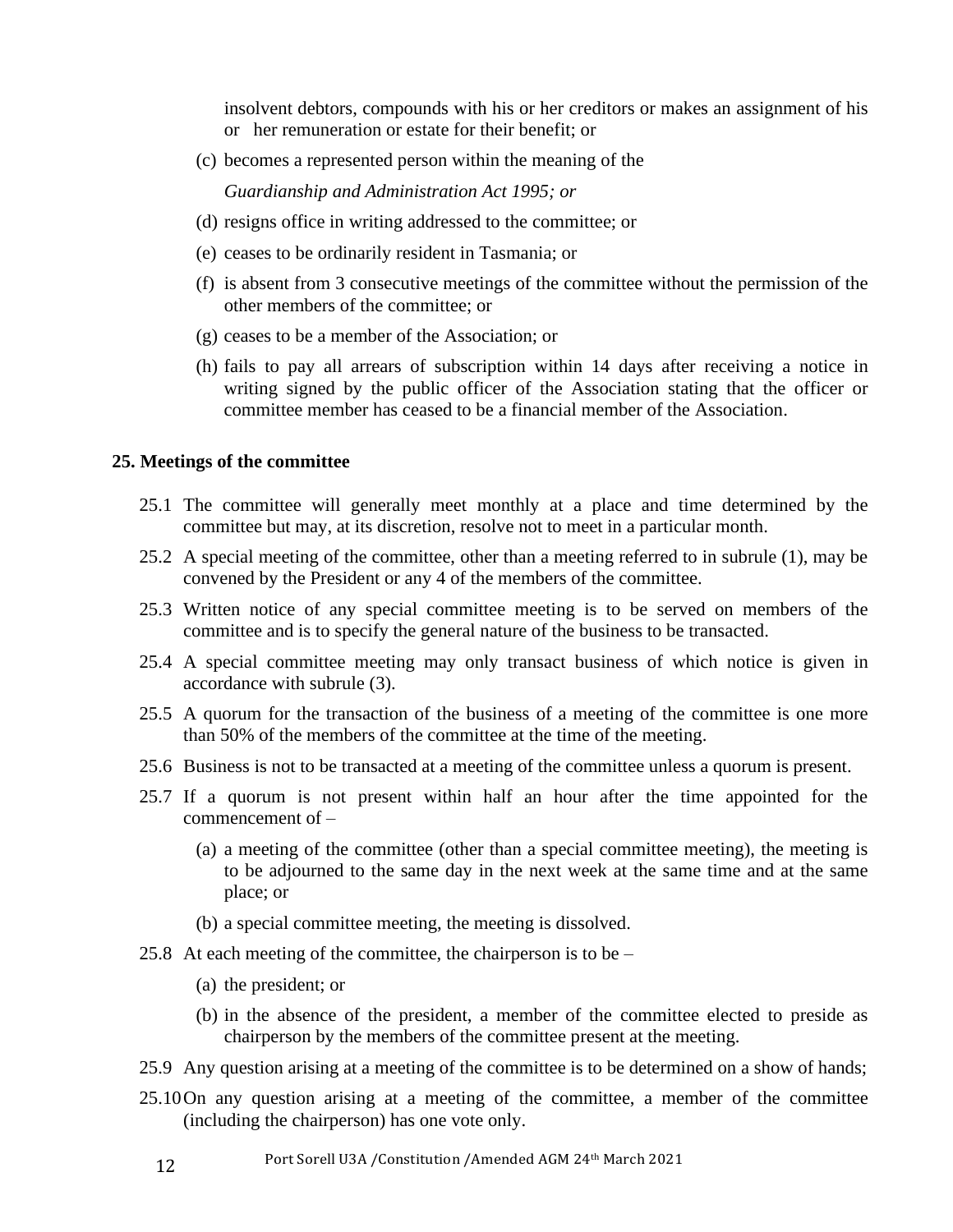insolvent debtors, compounds with his or her creditors or makes an assignment of his or her remuneration or estate for their benefit; or

(c) becomes a represented person within the meaning of the *Guardianship and Administration Act 1995; or*

(d) resigns office in writing addressed to the committee; or

(e) ceases to be ordinarily resident in Tasmania; or

(f) is absent from 3 consecutive meetings of the committee without the permission of the other members of the committee; or

(g) ceases to be a member of the Association; or

(h) fails to pay all arrears of subscription within 14 days after receiving a notice in writing signed by the public officer of the Association stating that the officer or committee member has ceased to be a financial member of the Association.

**25. Meetings of the committee**

25.1 The committee will generally meet monthly at a place and time determined by the committee but may, at its discretion, resolve not to meet in a particular month.

25.2 A special meeting of the committee, other than a meeting referred to in subrule (1), may be convened by the President or any 4 of the members of the committee.

25.3 Written notice of any special committee meeting is to be served on members of the committee and is to specify the general nature of the business to be transacted.

25.4 A special committee meeting may only transact business of which notice is given in accordance with subrule (3).

25.5 A quorum for the transaction of the business of a meeting of the committee is one more than 50% of the members of the committee at the time of the meeting.

25.6 Business is not to be transacted at a meeting of the committee unless a quorum is present.

25.7 If a quorum is not present within half an hour after the time appointed for the commencement of –

(a) a meeting of the committee (other than a special committee meeting), the meeting is to be adjourned to the same day in the next week at the same time and at the same place; or

(b) a special committee meeting, the meeting is dissolved.

25.8 At each meeting of the committee, the chairperson is to be –

(a) the president; or

(b) in the absence of the president, a member of the committee elected to preside as chairperson by the members of the committee present at the meeting.

25.9 Any question arising at a meeting of the committee is to be determined on a show of hands;

25.10 On any question arising at a meeting of the committee, a member of the committee (including the chairperson) has one vote only.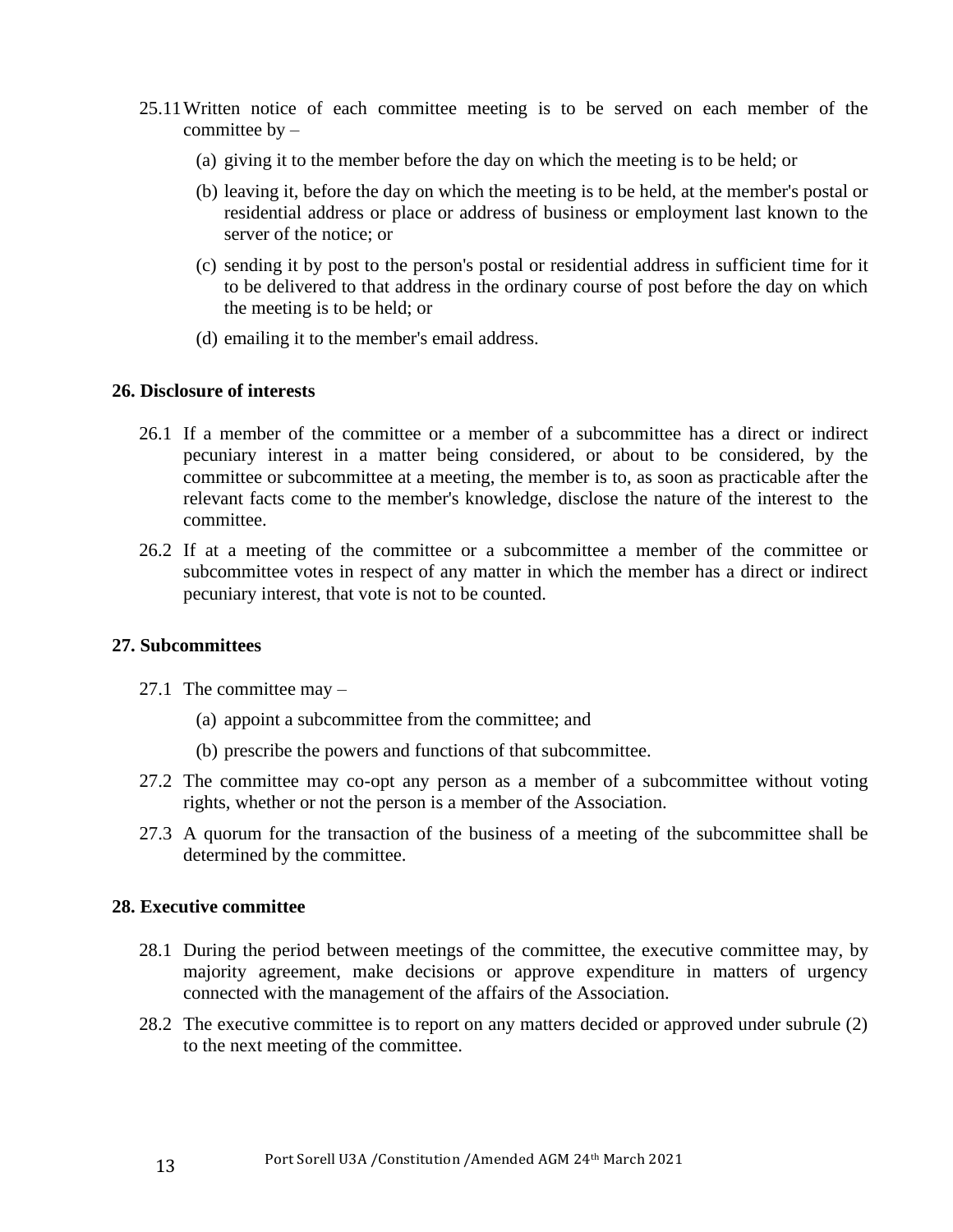25.11 Written notice of each committee meeting is to be served on each member of the committee by –

(a) giving it to the member before the day on which the meeting is to be held; or

(b) leaving it, before the day on which the meeting is to be held, at the member's postal or residential address or place or address of business or employment last known to the server of the notice; or

(c) sending it by post to the person's postal or residential address in sufficient time for it to be delivered to that address in the ordinary course of post before the day on which the meeting is to be held; or

(d) emailing it to the member's email address.

**26. Disclosure of interests**

26.1 If a member of the committee or a member of a subcommittee has a direct or indirect pecuniary interest in a matter being considered, or about to be considered, by the committee or subcommittee at a meeting, the member is to, as soon as practicable after the relevant facts come to the member's knowledge, disclose the nature of the interest to the committee.

26.2 If at a meeting of the committee or a subcommittee a member of the committee or subcommittee votes in respect of any matter in which the member has a direct or indirect pecuniary interest, that vote is not to be counted.

**27. Subcommittees**

27.1 The committee may –

(a) appoint a subcommittee from the committee; and

(b) prescribe the powers and functions of that subcommittee.

27.2 The committee may co-opt any person as a member of a subcommittee without voting rights, whether or not the person is a member of the Association.

27.3 A quorum for the transaction of the business of a meeting of the subcommittee shall be determined by the committee.

**28. Executive committee**

28.1 During the period between meetings of the committee, the executive committee may, by majority agreement, make decisions or approve expenditure in matters of urgency connected with the management of the affairs of the Association.

28.2 The executive committee is to report on any matters decided or approved under subrule (2) to the next meeting of the committee.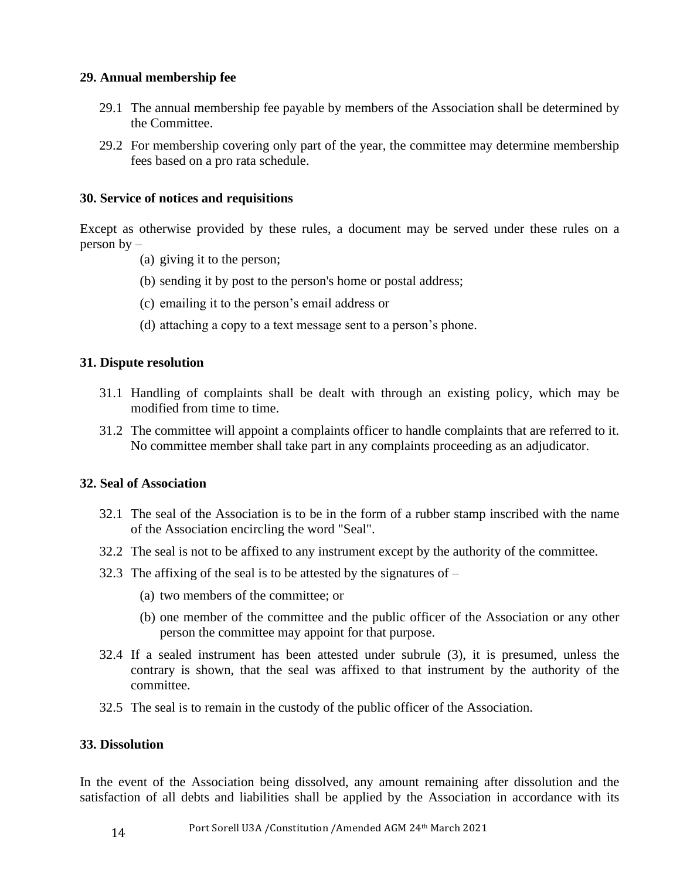### 29. Annual membership fee

29.1 The annual membership fee payable by members of the Association shall be determined by the Committee.

29.2 For membership covering only part of the year, the committee may determine membership fees based on a pro rata schedule.

### 30. Service of notices and requisitions

Except as otherwise provided by these rules, a document may be served under these rules on a person by –

(a) giving it to the person;

(b) sending it by post to the person's home or postal address;

(c) emailing it to the person's email address or

(d) attaching a copy to a text message sent to a person's phone.

### 31. Dispute resolution

31.1 Handling of complaints shall be dealt with through an existing policy, which may be modified from time to time.

31.2 The committee will appoint a complaints officer to handle complaints that are referred to it. No committee member shall take part in any complaints proceeding as an adjudicator.

### 32. Seal of Association

32.1 The seal of the Association is to be in the form of a rubber stamp inscribed with the name of the Association encircling the word "Seal".

32.2 The seal is not to be affixed to any instrument except by the authority of the committee.

32.3 The affixing of the seal is to be attested by the signatures of –

(a) two members of the committee; or

(b) one member of the committee and the public officer of the Association or any other person the committee may appoint for that purpose.

32.4 If a sealed instrument has been attested under subrule (3), it is presumed, unless the contrary is shown, that the seal was affixed to that instrument by the authority of the committee.

32.5 The seal is to remain in the custody of the public officer of the Association.

### 33. Dissolution

In the event of the Association being dissolved, any amount remaining after dissolution and the satisfaction of all debts and liabilities shall be applied by the Association in accordance with its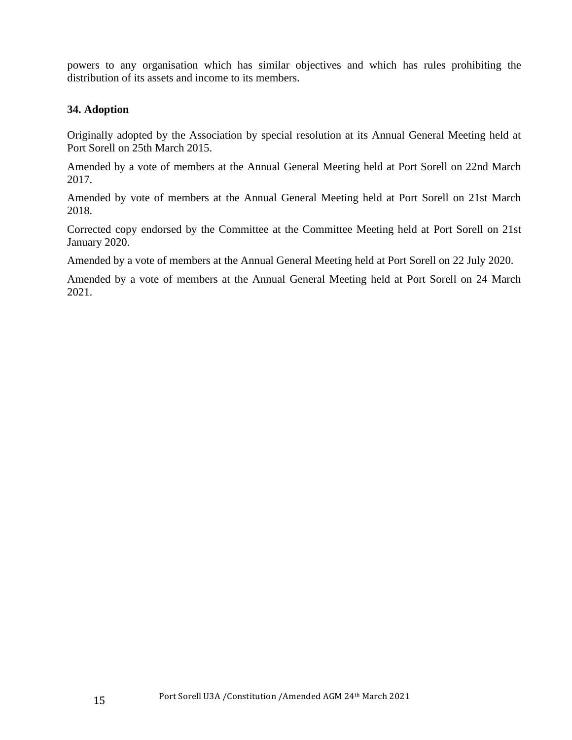powers to any organisation which has similar objectives and which has rules prohibiting the distribution of its assets and income to its members.

## 34. Adoption

Originally adopted by the Association by special resolution at its Annual General Meeting held at Port Sorell on 25th March 2015.

Amended by a vote of members at the Annual General Meeting held at Port Sorell on 22nd March 2017.

Amended by vote of members at the Annual General Meeting held at Port Sorell on 21st March 2018.

Corrected copy endorsed by the Committee at the Committee Meeting held at Port Sorell on 21st January 2020.

Amended by a vote of members at the Annual General Meeting held at Port Sorell on 22 July 2020.

Amended by a vote of members at the Annual General Meeting held at Port Sorell on 24 March 2021.